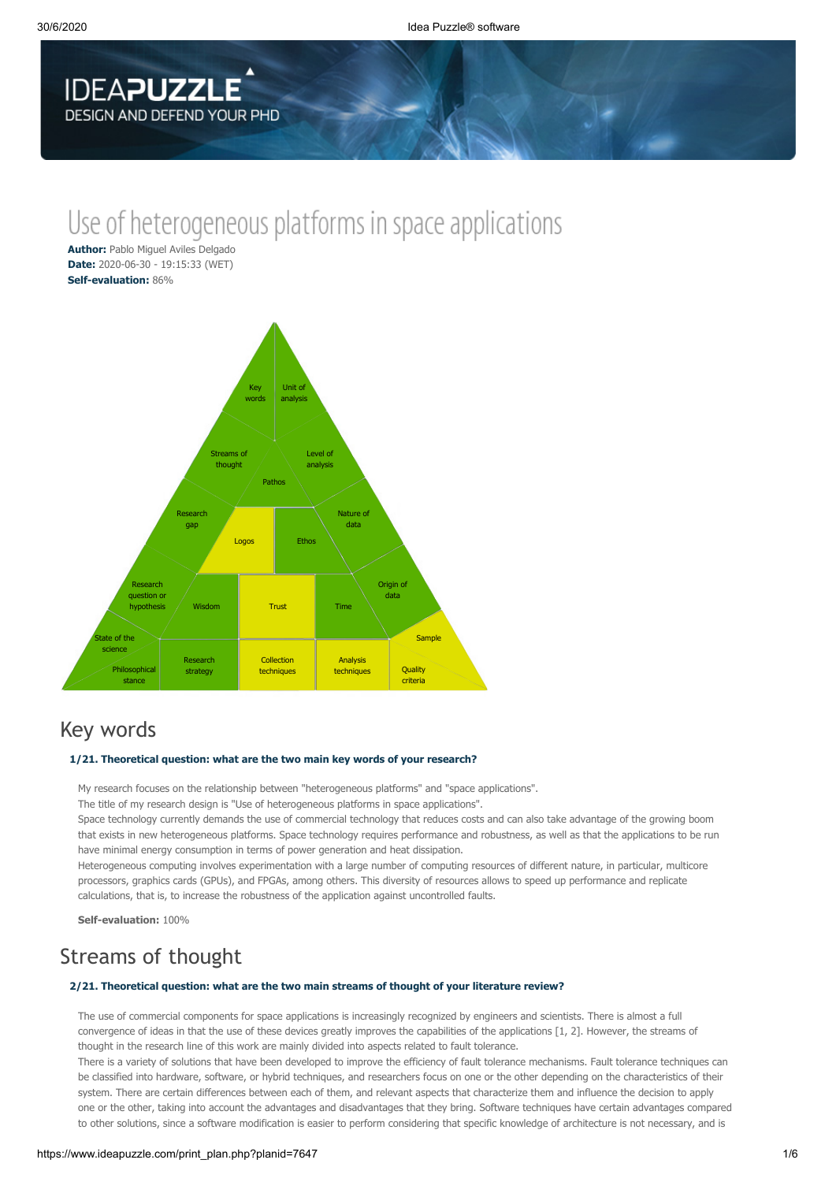# Use of heterogeneous platforms in space applications

**Author:** Pablo Miguel Aviles Delgado
**Date:** 2020-06-30 - 19:15:33 (WET)
**Self-evaluation:** 86%

## Key words

**1/21. Theoretical question: what are the two main key words of your research?**

My research focuses on the relationship between "heterogeneous platforms" and "space applications".
The title of my research design is "Use of heterogeneous platforms in space applications".
Space technology currently demands the use of commercial technology that reduces costs and can also take advantage of the growing boom that exists in new heterogeneous platforms. Space technology requires performance and robustness, as well as that the applications to be run have minimal energy consumption in terms of power generation and heat dissipation.
Heterogeneous computing involves experimentation with a large number of computing resources of different nature, in particular, multicore processors, graphics cards (GPUs), and FPGAs, among others. This diversity of resources allows to speed up performance and replicate calculations, that is, to increase the robustness of the application against uncontrolled faults.

**Self-evaluation:** 100%

## Streams of thought

**2/21. Theoretical question: what are the two main streams of thought of your literature review?**

The use of commercial components for space applications is increasingly recognized by engineers and scientists. There is almost a full convergence of ideas in that the use of these devices greatly improves the capabilities of the applications [1, 2]. However, the streams of thought in the research line of this work are mainly divided into aspects related to fault tolerance.
There is a variety of solutions that have been developed to improve the efficiency of fault tolerance mechanisms. Fault tolerance techniques can be classified into hardware, software, or hybrid techniques, and researchers focus on one or the other depending on the characteristics of their system. There are certain differences between each of them, and relevant aspects that characterize them and influence the decision to apply one or the other, taking into account the advantages and disadvantages that they bring. Software techniques have certain advantages compared to other solutions, since a software modification is easier to perform considering that specific knowledge of architecture is not necessary, and is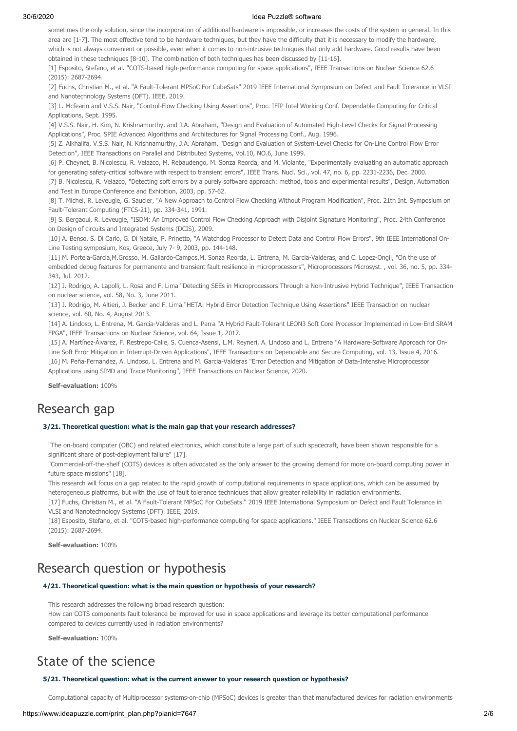sometimes the only solution, since the incorporation of additional hardware is impossible, or increases the costs of the system in general. In this area are [1-7]. The most effective tend to be hardware techniques, but they have the difficulty that it is necessary to modify the hardware, which is not always convenient or possible, even when it comes to non-intrusive techniques that only add hardware. Good results have been obtained in these techniques [8-10]. The combination of both techniques has been discussed by [11-16].

[1] Esposito, Stefano, et al. "COTS-based high-performance computing for space applications", IEEE Transactions on Nuclear Science 62.6 (2015): 2687-2694.

[2] Fuchs, Christian M., et al. "A Fault-Tolerant MPSoC For CubeSats" 2019 IEEE International Symposium on Defect and Fault Tolerance in VLSI and Nanotechnology Systems (DFT). IEEE, 2019.

[3] L. Mcfearin and V.S.S. Nair, "Control-Flow Checking Using Assertions", Proc. IFIP Intel Working Conf. Dependable Computing for Critical Applications, Sept. 1995.

[4] V.S.S. Nair, H. Kim, N. Krishnamurthy, and J.A. Abraham, "Design and Evaluation of Automated High-Level Checks for Signal Processing Applications", Proc. SPIE Advanced Algorithms and Architectures for Signal Processing Conf., Aug. 1996.

[5] Z. Alkhalifa, V.S.S. Nair, N. Krishnamurthy, J.A. Abraham, "Design and Evaluation of System-Level Checks for On-Line Control Flow Error Detection", IEEE Transactions on Parallel and Distributed Systems, Vol.10, NO.6, June 1999.

[6] P. Cheynet, B. Nicolescu, R. Velazco, M. Rebaudengo, M. Sonza Reorda, and M. Violante, "Experimentally evaluating an automatic approach for generating safety-critical software with respect to transient errors", IEEE Trans. Nucl. Sci., vol. 47, no. 6, pp. 2231-2236, Dec. 2000.

[7] B. Nicolescu, R. Velazco, "Detecting soft errors by a purely software approach: method, tools and experimental results", Design, Automation and Test in Europe Conference and Exhibition, 2003, pp. 57-62.

[8] T. Michel, R. Leveugle, G. Saucier, "A New Approach to Control Flow Checking Without Program Modification", Proc. 21th Int. Symposium on Fault-Tolerant Computing (FTCS-21), pp. 334-341, 1991.

[9] S. Bergaoui, R. Leveugle, "ISDM: An Improved Control Flow Checking Approach with Disjoint Signature Monitoring", Proc. 24th Conference on Design of circuits and Integrated Systems (DCIS), 2009.

[10] A. Benso, S. Di Carlo, G. Di Natale, P. Prinetto, "A Watchdog Processor to Detect Data and Control Flow Errors", 9th IEEE International On-Line Testing symposium, Kos, Greece, July 7- 9, 2003, pp. 144-148.

[11] M. Portela-Garcia,M.Grosso, M. Gallardo-Campos,M. Sonza Reorda, L. Entrena, M. Garcia-Valderas, and C. Lopez-Ongil, "On the use of embedded debug features for permanente and transient fault resilience in microprocessors", Microprocessors Microsyst. , vol. 36, no. 5, pp. 334-343, Jul. 2012.

[12] J. Rodrigo, A. Lapolli, L. Rosa and F. Lima "Detecting SEEs in Microprocessors Through a Non-Intrusive Hybrid Technique", IEEE Transaction on nuclear science, vol. 58, No. 3, June 2011.

[13] J. Rodrigo, M. Altieri, J. Becker and F. Lima "HETA: Hybrid Error Detection Technique Using Assertions" IEEE Transaction on nuclear science, vol. 60, No. 4, August 2013.

[14] A. Lindoso, L. Entrena, M. García-Valderas and L. Parra "A Hybrid Fault-Tolerant LEON3 Soft Core Processor Implemented in Low-End SRAM FPGA", IEEE Transactions on Nuclear Science, vol. 64, Issue 1, 2017.

[15] A. Martínez-Álvarez, F. Restrepo-Calle, S. Cuenca-Asensi, L.M. Reyneri, A. Lindoso and L. Entrena "A Hardware-Software Approach for On-Line Soft Error Mitigation in Interrupt-Driven Applications", IEEE Transactions on Dependable and Secure Computing, vol. 13, Issue 4, 2016.

[16] M. Peña-Fernandez, A. Lindoso, L. Entrena and M. Garcia-Valderas "Error Detection and Mitigation of Data-Intensive Microprocessor Applications using SIMD and Trace Monitoring", IEEE Transactions on Nuclear Science, 2020.

**Self-evaluation:** 100%

# Research gap

**3/21. Theoretical question: what is the main gap that your research addresses?**

"The on-board computer (OBC) and related electronics, which constitute a large part of such spacecraft, have been shown responsible for a significant share of post-deployment failure" [17].

"Commercial-off-the-shelf (COTS) devices is often advocated as the only answer to the growing demand for more on-board computing power in future space missions" [18].

This research will focus on a gap related to the rapid growth of computational requirements in space applications, which can be assumed by heterogeneous platforms, but with the use of fault tolerance techniques that allow greater reliability in radiation environments.

[17] Fuchs, Christian M., et al. "A Fault-Tolerant MPSoC For CubeSats." 2019 IEEE International Symposium on Defect and Fault Tolerance in VLSI and Nanotechnology Systems (DFT). IEEE, 2019.

[18] Esposito, Stefano, et al. "COTS-based high-performance computing for space applications." IEEE Transactions on Nuclear Science 62.6 (2015): 2687-2694.

**Self-evaluation:** 100%

# Research question or hypothesis

**4/21. Theoretical question: what is the main question or hypothesis of your research?**

This research addresses the following broad research question:

How can COTS components fault tolerance be improved for use in space applications and leverage its better computational performance compared to devices currently used in radiation environments?

**Self-evaluation:** 100%

# State of the science

**5/21. Theoretical question: what is the current answer to your research question or hypothesis?**

Computational capacity of Multiprocessor systems-on-chip (MPSoC) devices is greater than that manufactured devices for radiation environments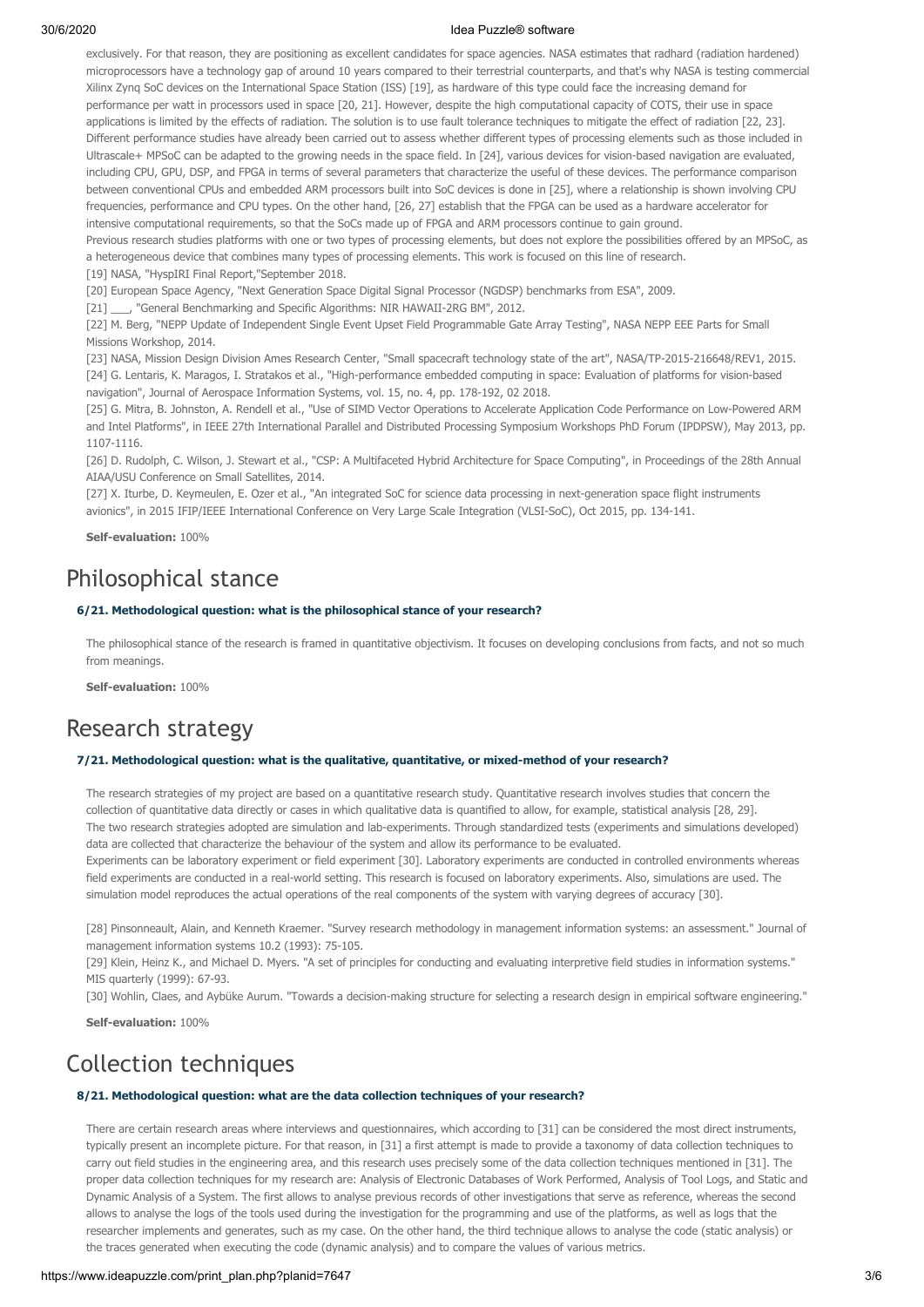exclusively. For that reason, they are positioning as excellent candidates for space agencies. NASA estimates that radhard (radiation hardened) microprocessors have a technology gap of around 10 years compared to their terrestrial counterparts, and that's why NASA is testing commercial Xilinx Zynq SoC devices on the International Space Station (ISS) [19], as hardware of this type could face the increasing demand for performance per watt in processors used in space [20, 21]. However, despite the high computational capacity of COTS, their use in space applications is limited by the effects of radiation. The solution is to use fault tolerance techniques to mitigate the effect of radiation [22, 23]. Different performance studies have already been carried out to assess whether different types of processing elements such as those included in Ultrascale+ MPSoC can be adapted to the growing needs in the space field. In [24], various devices for vision-based navigation are evaluated, including CPU, GPU, DSP, and FPGA in terms of several parameters that characterize the useful of these devices. The performance comparison between conventional CPUs and embedded ARM processors built into SoC devices is done in [25], where a relationship is shown involving CPU frequencies, performance and CPU types. On the other hand, [26, 27] establish that the FPGA can be used as a hardware accelerator for intensive computational requirements, so that the SoCs made up of FPGA and ARM processors continue to gain ground.
Previous research studies platforms with one or two types of processing elements, but does not explore the possibilities offered by an MPSoC, as a heterogeneous device that combines many types of processing elements. This work is focused on this line of research.

[19] NASA, "HyspIRI Final Report,"September 2018.
[20] European Space Agency, "Next Generation Space Digital Signal Processor (NGDSP) benchmarks from ESA", 2009.
[21] ___, "General Benchmarking and Specific Algorithms: NIR HAWAII-2RG BM", 2012.
[22] M. Berg, "NEPP Update of Independent Single Event Upset Field Programmable Gate Array Testing", NASA NEPP EEE Parts for Small Missions Workshop, 2014.
[23] NASA, Mission Design Division Ames Research Center, "Small spacecraft technology state of the art", NASA/TP-2015-216648/REV1, 2015.
[24] G. Lentaris, K. Maragos, I. Stratakos et al., "High-performance embedded computing in space: Evaluation of platforms for vision-based navigation", Journal of Aerospace Information Systems, vol. 15, no. 4, pp. 178-192, 02 2018.
[25] G. Mitra, B. Johnston, A. Rendell et al., "Use of SIMD Vector Operations to Accelerate Application Code Performance on Low-Powered ARM and Intel Platforms", in IEEE 27th International Parallel and Distributed Processing Symposium Workshops PhD Forum (IPDPSW), May 2013, pp. 1107-1116.
[26] D. Rudolph, C. Wilson, J. Stewart et al., "CSP: A Multifaceted Hybrid Architecture for Space Computing", in Proceedings of the 28th Annual AIAA/USU Conference on Small Satellites, 2014.
[27] X. Iturbe, D. Keymeulen, E. Ozer et al., "An integrated SoC for science data processing in next-generation space flight instruments avionics", in 2015 IFIP/IEEE International Conference on Very Large Scale Integration (VLSI-SoC), Oct 2015, pp. 134-141.

**Self-evaluation:** 100%

## Philosophical stance

#### 6/21. Methodological question: what is the philosophical stance of your research?

The philosophical stance of the research is framed in quantitative objectivism. It focuses on developing conclusions from facts, and not so much from meanings.

**Self-evaluation:** 100%

## Research strategy

#### 7/21. Methodological question: what is the qualitative, quantitative, or mixed-method of your research?

The research strategies of my project are based on a quantitative research study. Quantitative research involves studies that concern the collection of quantitative data directly or cases in which qualitative data is quantified to allow, for example, statistical analysis [28, 29].
The two research strategies adopted are simulation and lab-experiments. Through standardized tests (experiments and simulations developed) data are collected that characterize the behaviour of the system and allow its performance to be evaluated.
Experiments can be laboratory experiment or field experiment [30]. Laboratory experiments are conducted in controlled environments whereas field experiments are conducted in a real-world setting. This research is focused on laboratory experiments. Also, simulations are used. The simulation model reproduces the actual operations of the real components of the system with varying degrees of accuracy [30].

[28] Pinsonneault, Alain, and Kenneth Kraemer. "Survey research methodology in management information systems: an assessment." Journal of management information systems 10.2 (1993): 75-105.
[29] Klein, Heinz K., and Michael D. Myers. "A set of principles for conducting and evaluating interpretive field studies in information systems." MIS quarterly (1999): 67-93.
[30] Wohlin, Claes, and Aybüke Aurum. "Towards a decision-making structure for selecting a research design in empirical software engineering."

**Self-evaluation:** 100%

## Collection techniques

#### 8/21. Methodological question: what are the data collection techniques of your research?

There are certain research areas where interviews and questionnaires, which according to [31] can be considered the most direct instruments, typically present an incomplete picture. For that reason, in [31] a first attempt is made to provide a taxonomy of data collection techniques to carry out field studies in the engineering area, and this research uses precisely some of the data collection techniques mentioned in [31]. The proper data collection techniques for my research are: Analysis of Electronic Databases of Work Performed, Analysis of Tool Logs, and Static and Dynamic Analysis of a System. The first allows to analyse previous records of other investigations that serve as reference, whereas the second allows to analyse the logs of the tools used during the investigation for the programming and use of the platforms, as well as logs that the researcher implements and generates, such as my case. On the other hand, the third technique allows to analyse the code (static analysis) or the traces generated when executing the code (dynamic analysis) and to compare the values of various metrics.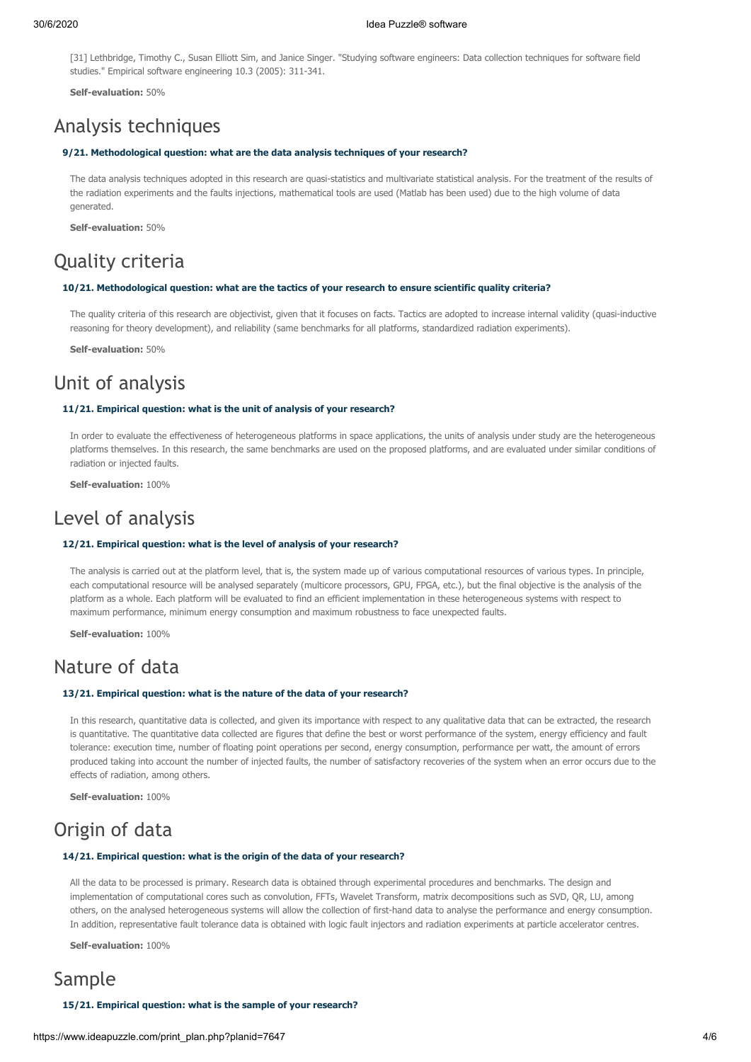[31] Lethbridge, Timothy C., Susan Elliott Sim, and Janice Singer. "Studying software engineers: Data collection techniques for software field studies." Empirical software engineering 10.3 (2005): 311-341.

**Self-evaluation:** 50%

## Analysis techniques

**9/21. Methodological question: what are the data analysis techniques of your research?**

The data analysis techniques adopted in this research are quasi-statistics and multivariate statistical analysis. For the treatment of the results of the radiation experiments and the faults injections, mathematical tools are used (Matlab has been used) due to the high volume of data generated.

**Self-evaluation:** 50%

## Quality criteria

**10/21. Methodological question: what are the tactics of your research to ensure scientific quality criteria?**

The quality criteria of this research are objectivist, given that it focuses on facts. Tactics are adopted to increase internal validity (quasi-inductive reasoning for theory development), and reliability (same benchmarks for all platforms, standardized radiation experiments).

**Self-evaluation:** 50%

## Unit of analysis

**11/21. Empirical question: what is the unit of analysis of your research?**

In order to evaluate the effectiveness of heterogeneous platforms in space applications, the units of analysis under study are the heterogeneous platforms themselves. In this research, the same benchmarks are used on the proposed platforms, and are evaluated under similar conditions of radiation or injected faults.

**Self-evaluation:** 100%

## Level of analysis

**12/21. Empirical question: what is the level of analysis of your research?**

The analysis is carried out at the platform level, that is, the system made up of various computational resources of various types. In principle, each computational resource will be analysed separately (multicore processors, GPU, FPGA, etc.), but the final objective is the analysis of the platform as a whole. Each platform will be evaluated to find an efficient implementation in these heterogeneous systems with respect to maximum performance, minimum energy consumption and maximum robustness to face unexpected faults.

**Self-evaluation:** 100%

## Nature of data

**13/21. Empirical question: what is the nature of the data of your research?**

In this research, quantitative data is collected, and given its importance with respect to any qualitative data that can be extracted, the research is quantitative. The quantitative data collected are figures that define the best or worst performance of the system, energy efficiency and fault tolerance: execution time, number of floating point operations per second, energy consumption, performance per watt, the amount of errors produced taking into account the number of injected faults, the number of satisfactory recoveries of the system when an error occurs due to the effects of radiation, among others.

**Self-evaluation:** 100%

## Origin of data

**14/21. Empirical question: what is the origin of the data of your research?**

All the data to be processed is primary. Research data is obtained through experimental procedures and benchmarks. The design and implementation of computational cores such as convolution, FFTs, Wavelet Transform, matrix decompositions such as SVD, QR, LU, among others, on the analysed heterogeneous systems will allow the collection of first-hand data to analyse the performance and energy consumption. In addition, representative fault tolerance data is obtained with logic fault injectors and radiation experiments at particle accelerator centres.

**Self-evaluation:** 100%

## Sample

**15/21. Empirical question: what is the sample of your research?**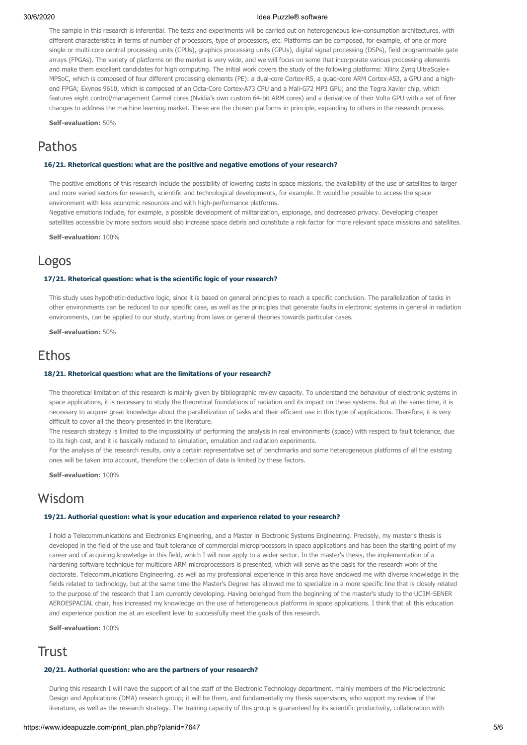The sample in this research is inferential. The tests and experiments will be carried out on heterogeneous low-consumption architectures, with different characteristics in terms of number of processors, type of processors, etc. Platforms can be composed, for example, of one or more single or multi-core central processing units (CPUs), graphics processing units (GPUs), digital signal processing (DSPs), field programmable gate arrays (FPGAs). The variety of platforms on the market is very wide, and we will focus on some that incorporate various processing elements and make them excellent candidates for high computing. The initial work covers the study of the following platforms: Xilinx Zynq UltraScale+ MPSoC, which is composed of four different processing elements (PE): a dual-core Cortex-R5, a quad-core ARM Cortex-A53, a GPU and a high-end FPGA; Exynos 9610, which is composed of an Octa-Core Cortex-A73 CPU and a Mali-G72 MP3 GPU; and the Tegra Xavier chip, which features eight control/management Carmel cores (Nvidia's own custom 64-bit ARM cores) and a derivative of their Volta GPU with a set of finer changes to address the machine learning market. These are the chosen platforms in principle, expanding to others in the research process.

**Self-evaluation:** 50%

# Pathos

#### 16/21. Rhetorical question: what are the positive and negative emotions of your research?

The positive emotions of this research include the possibility of lowering costs in space missions, the availability of the use of satellites to larger and more varied sectors for research, scientific and technological developments, for example. It would be possible to access the space environment with less economic resources and with high-performance platforms.
Negative emotions include, for example, a possible development of militarization, espionage, and decreased privacy. Developing cheaper satellites accessible by more sectors would also increase space debris and constitute a risk factor for more relevant space missions and satellites.

**Self-evaluation:** 100%

# Logos

#### 17/21. Rhetorical question: what is the scientific logic of your research?

This study uses hypothetic-deductive logic, since it is based on general principles to reach a specific conclusion. The parallelization of tasks in other environments can be reduced to our specific case, as well as the principles that generate faults in electronic systems in general in radiation environments, can be applied to our study, starting from laws or general theories towards particular cases.

**Self-evaluation:** 50%

# Ethos

#### 18/21. Rhetorical question: what are the limitations of your research?

The theoretical limitation of this research is mainly given by bibliographic review capacity. To understand the behaviour of electronic systems in space applications, it is necessary to study the theoretical foundations of radiation and its impact on these systems. But at the same time, it is necessary to acquire great knowledge about the parallelization of tasks and their efficient use in this type of applications. Therefore, it is very difficult to cover all the theory presented in the literature.
The research strategy is limited to the impossibility of performing the analysis in real environments (space) with respect to fault tolerance, due to its high cost, and it is basically reduced to simulation, emulation and radiation experiments.
For the analysis of the research results, only a certain representative set of benchmarks and some heterogeneous platforms of all the existing ones will be taken into account, therefore the collection of data is limited by these factors.

**Self-evaluation:** 100%

# Wisdom

#### 19/21. Authorial question: what is your education and experience related to your research?

I hold a Telecommunications and Electronics Engineering, and a Master in Electronic Systems Engineering. Precisely, my master's thesis is developed in the field of the use and fault tolerance of commercial microprocessors in space applications and has been the starting point of my career and of acquiring knowledge in this field, which I will now apply to a wider sector. In the master's thesis, the implementation of a hardening software technique for multicore ARM microprocessors is presented, which will serve as the basis for the research work of the doctorate. Telecommunications Engineering, as well as my professional experience in this area have endowed me with diverse knowledge in the fields related to technology, but at the same time the Master's Degree has allowed me to specialize in a more specific line that is closely related to the purpose of the research that I am currently developing. Having belonged from the beginning of the master's study to the UC3M-SENER AEROESPACIAL chair, has increased my knowledge on the use of heterogeneous platforms in space applications. I think that all this education and experience position me at an excellent level to successfully meet the goals of this research.

**Self-evaluation:** 100%

# Trust

#### 20/21. Authorial question: who are the partners of your research?

During this research I will have the support of all the staff of the Electronic Technology department, mainly members of the Microelectronic Design and Applications (DMA) research group; it will be them, and fundamentally my thesis supervisors, who support my review of the literature, as well as the research strategy. The training capacity of this group is guaranteed by its scientific productivity, collaboration with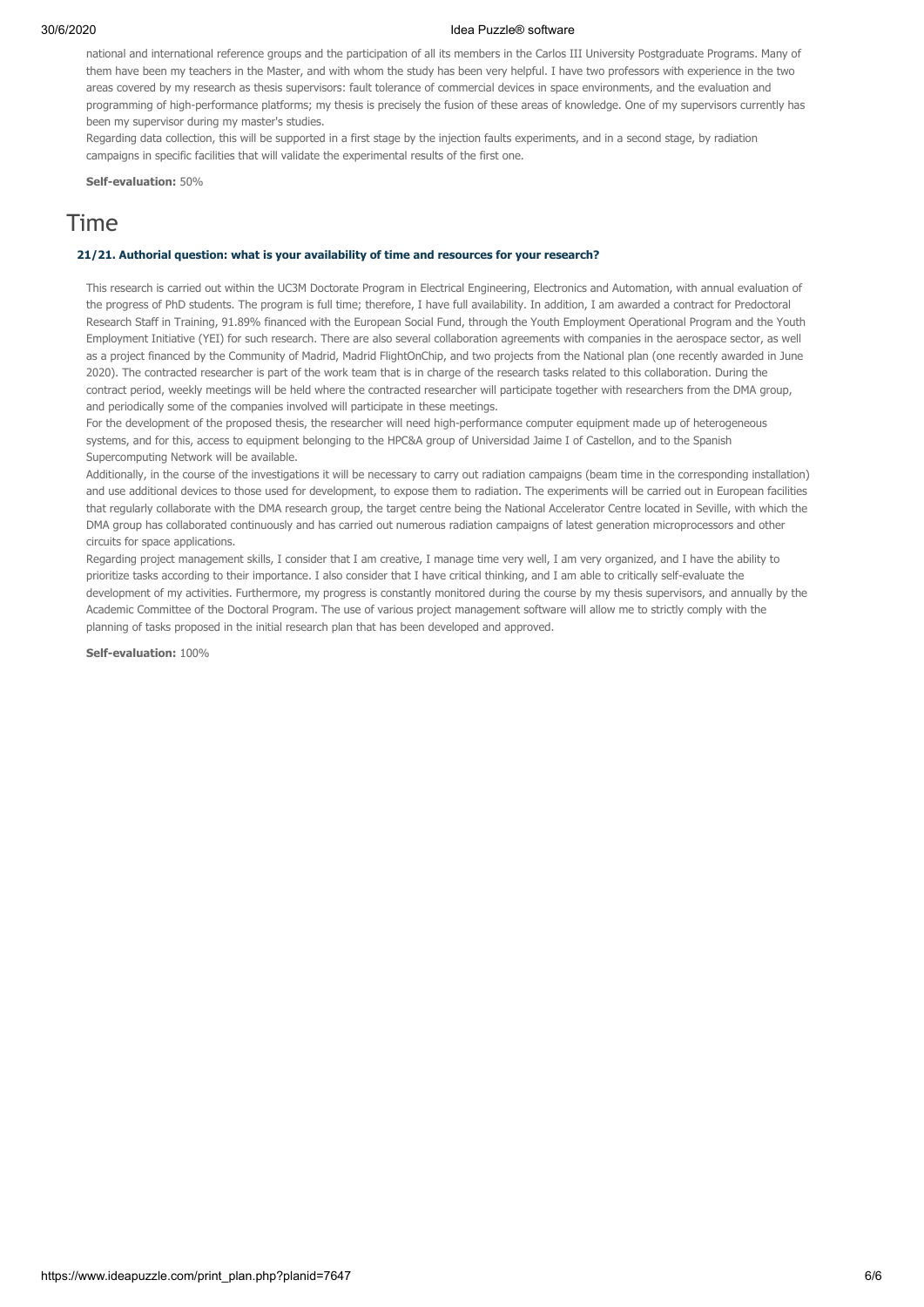national and international reference groups and the participation of all its members in the Carlos III University Postgraduate Programs. Many of them have been my teachers in the Master, and with whom the study has been very helpful. I have two professors with experience in the two areas covered by my research as thesis supervisors: fault tolerance of commercial devices in space environments, and the evaluation and programming of high-performance platforms; my thesis is precisely the fusion of these areas of knowledge. One of my supervisors currently has been my supervisor during my master's studies.

Regarding data collection, this will be supported in a first stage by the injection faults experiments, and in a second stage, by radiation campaigns in specific facilities that will validate the experimental results of the first one.

**Self-evaluation:** 50%

# Time

#### 21/21. Authorial question: what is your availability of time and resources for your research?

This research is carried out within the UC3M Doctorate Program in Electrical Engineering, Electronics and Automation, with annual evaluation of the progress of PhD students. The program is full time; therefore, I have full availability. In addition, I am awarded a contract for Predoctoral Research Staff in Training, 91.89% financed with the European Social Fund, through the Youth Employment Operational Program and the Youth Employment Initiative (YEI) for such research. There are also several collaboration agreements with companies in the aerospace sector, as well as a project financed by the Community of Madrid, Madrid FlightOnChip, and two projects from the National plan (one recently awarded in June 2020). The contracted researcher is part of the work team that is in charge of the research tasks related to this collaboration. During the contract period, weekly meetings will be held where the contracted researcher will participate together with researchers from the DMA group, and periodically some of the companies involved will participate in these meetings.

For the development of the proposed thesis, the researcher will need high-performance computer equipment made up of heterogeneous systems, and for this, access to equipment belonging to the HPC&A group of Universidad Jaime I of Castellon, and to the Spanish Supercomputing Network will be available.

Additionally, in the course of the investigations it will be necessary to carry out radiation campaigns (beam time in the corresponding installation) and use additional devices to those used for development, to expose them to radiation. The experiments will be carried out in European facilities that regularly collaborate with the DMA research group, the target centre being the National Accelerator Centre located in Seville, with which the DMA group has collaborated continuously and has carried out numerous radiation campaigns of latest generation microprocessors and other circuits for space applications.

Regarding project management skills, I consider that I am creative, I manage time very well, I am very organized, and I have the ability to prioritize tasks according to their importance. I also consider that I have critical thinking, and I am able to critically self-evaluate the development of my activities. Furthermore, my progress is constantly monitored during the course by my thesis supervisors, and annually by the Academic Committee of the Doctoral Program. The use of various project management software will allow me to strictly comply with the planning of tasks proposed in the initial research plan that has been developed and approved.

**Self-evaluation:** 100%